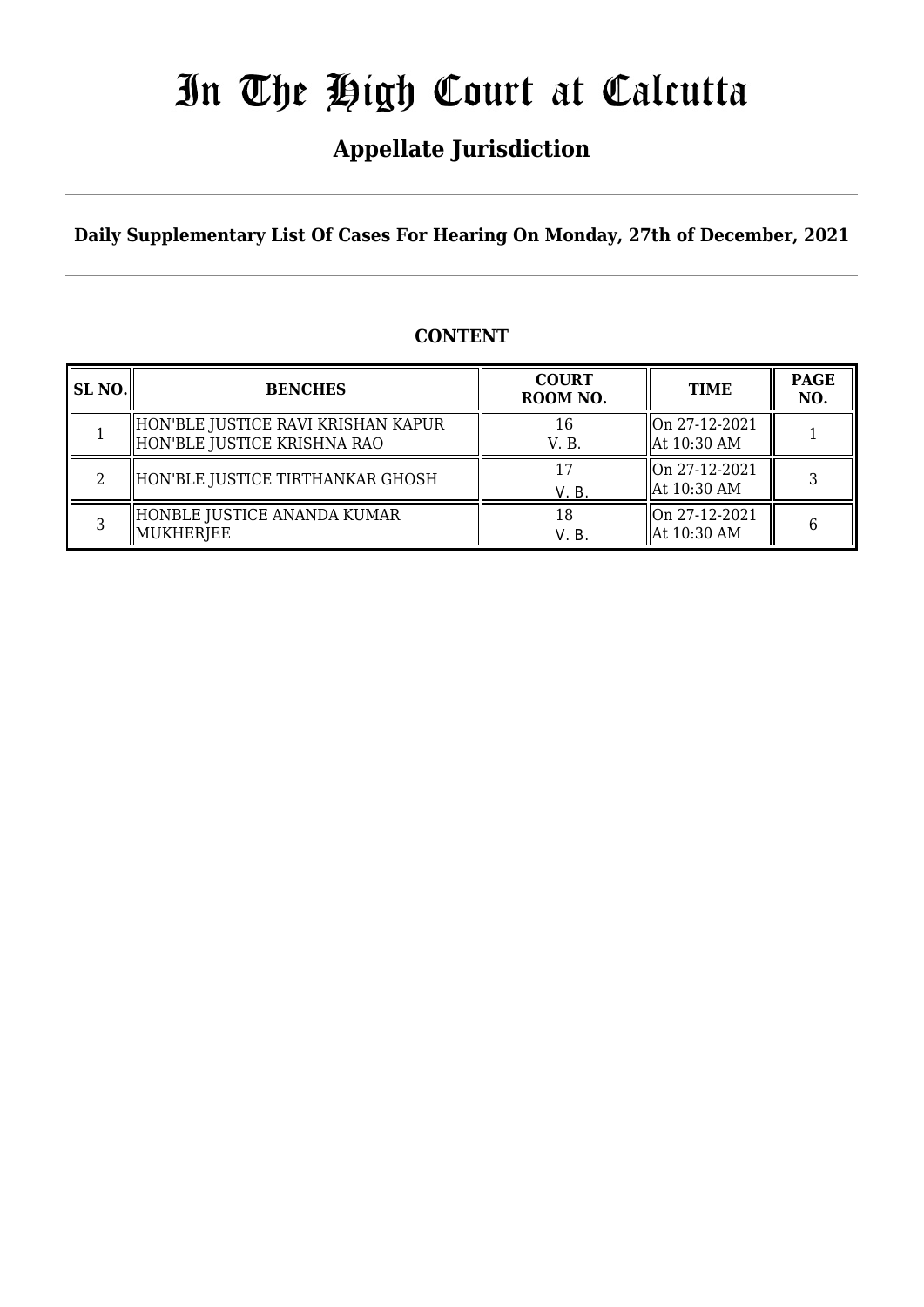# In The High Court at Calcutta

## Appellate Jurisdiction

**Daily Supplementary List Of Cases For Hearing On Monday, 27th of December, 2021**

### CONTENT

| SL NO. | BENCHES | COURT ROOM NO. | TIME | PAGE NO. |
|---|---|---|---|---|
| 1 | HON'BLE JUSTICE RAVI KRISHAN KAPUR<br>HON'BLE JUSTICE KRISHNA RAO | 16<br>V. B. | On 27-12-2021<br>At 10:30 AM | 1 |
| 2 | HON'BLE JUSTICE TIRTHANKAR GHOSH | 17<br>V. B. | On 27-12-2021<br>At 10:30 AM | 3 |
| 3 | HONBLE JUSTICE ANANDA KUMAR MUKHERJEE | 18<br>V. B. | On 27-12-2021<br>At 10:30 AM | 6 |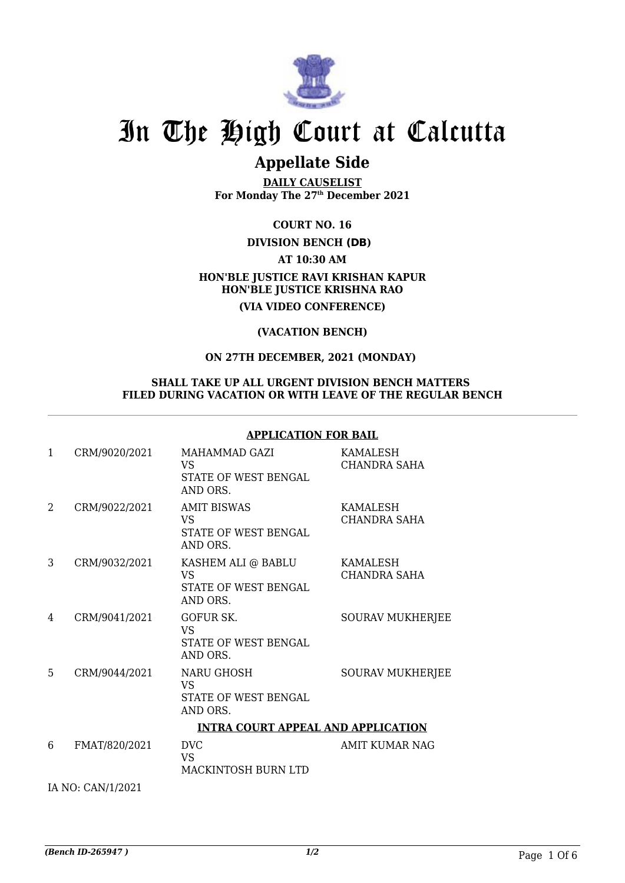# In The High Court at Calcutta

## Appellate Side

**DAILY CAUSELIST**
**For Monday The 27th December 2021**

**COURT NO. 16**

**DIVISION BENCH (DB)**

**AT 10:30 AM**

**HON'BLE JUSTICE RAVI KRISHAN KAPUR**
**HON'BLE JUSTICE KRISHNA RAO**

**(VIA VIDEO CONFERENCE)**

**(VACATION BENCH)**

**ON 27TH DECEMBER, 2021 (MONDAY)**

**SHALL TAKE UP ALL URGENT DIVISION BENCH MATTERS FILED DURING VACATION OR WITH LEAVE OF THE REGULAR BENCH**

---

**APPLICATION FOR BAIL**

| | | | |
|---|---|---|---|
| 1 | CRM/9020/2021 | MAHAMMAD GAZI<br>VS<br>STATE OF WEST BENGAL AND ORS. | KAMALESH CHANDRA SAHA |
| 2 | CRM/9022/2021 | AMIT BISWAS<br>VS<br>STATE OF WEST BENGAL AND ORS. | KAMALESH CHANDRA SAHA |
| 3 | CRM/9032/2021 | KASHEM ALI @ BABLU<br>VS<br>STATE OF WEST BENGAL AND ORS. | KAMALESH CHANDRA SAHA |
| 4 | CRM/9041/2021 | GOFUR SK.<br>VS<br>STATE OF WEST BENGAL AND ORS. | SOURAV MUKHERJEE |
| 5 | CRM/9044/2021 | NARU GHOSH<br>VS<br>STATE OF WEST BENGAL AND ORS. | SOURAV MUKHERJEE |

**INTRA COURT APPEAL AND APPLICATION**

| | | | |
|---|---|---|---|
| 6 | FMAT/820/2021 | DVC<br>VS<br>MACKINTOSH BURN LTD | AMIT KUMAR NAG |

IA NO: CAN/1/2021

*(Bench ID-265947 )* 1/2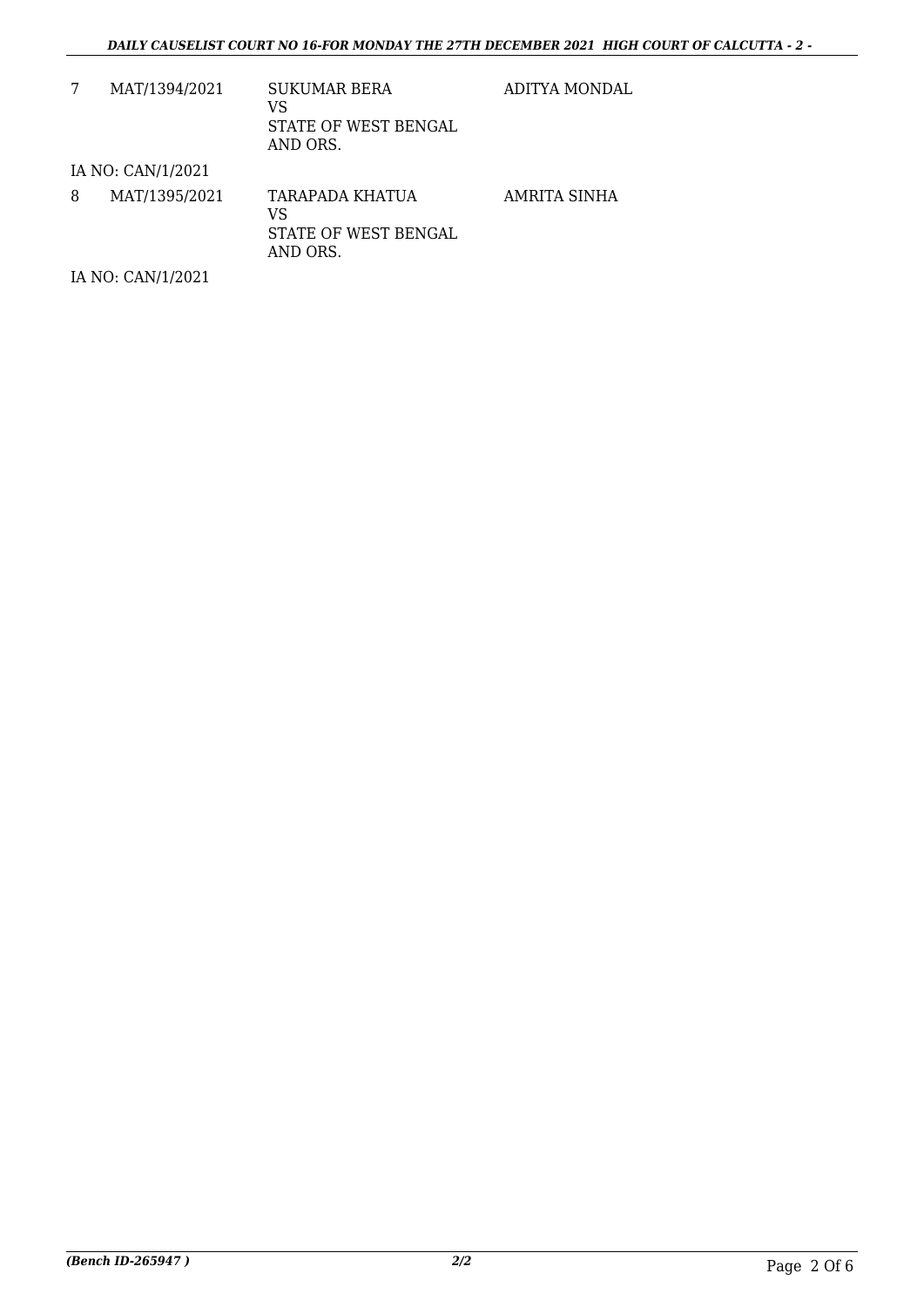| | | | |
|---|---|---|---|
| 7 | MAT/1394/2021 | SUKUMAR BERA<br>VS<br>STATE OF WEST BENGAL<br>AND ORS. | ADITYA MONDAL |

IA NO: CAN/1/2021

| | | | |
|---|---|---|---|
| 8 | MAT/1395/2021 | TARAPADA KHATUA<br>VS<br>STATE OF WEST BENGAL<br>AND ORS. | AMRITA SINHA |

IA NO: CAN/1/2021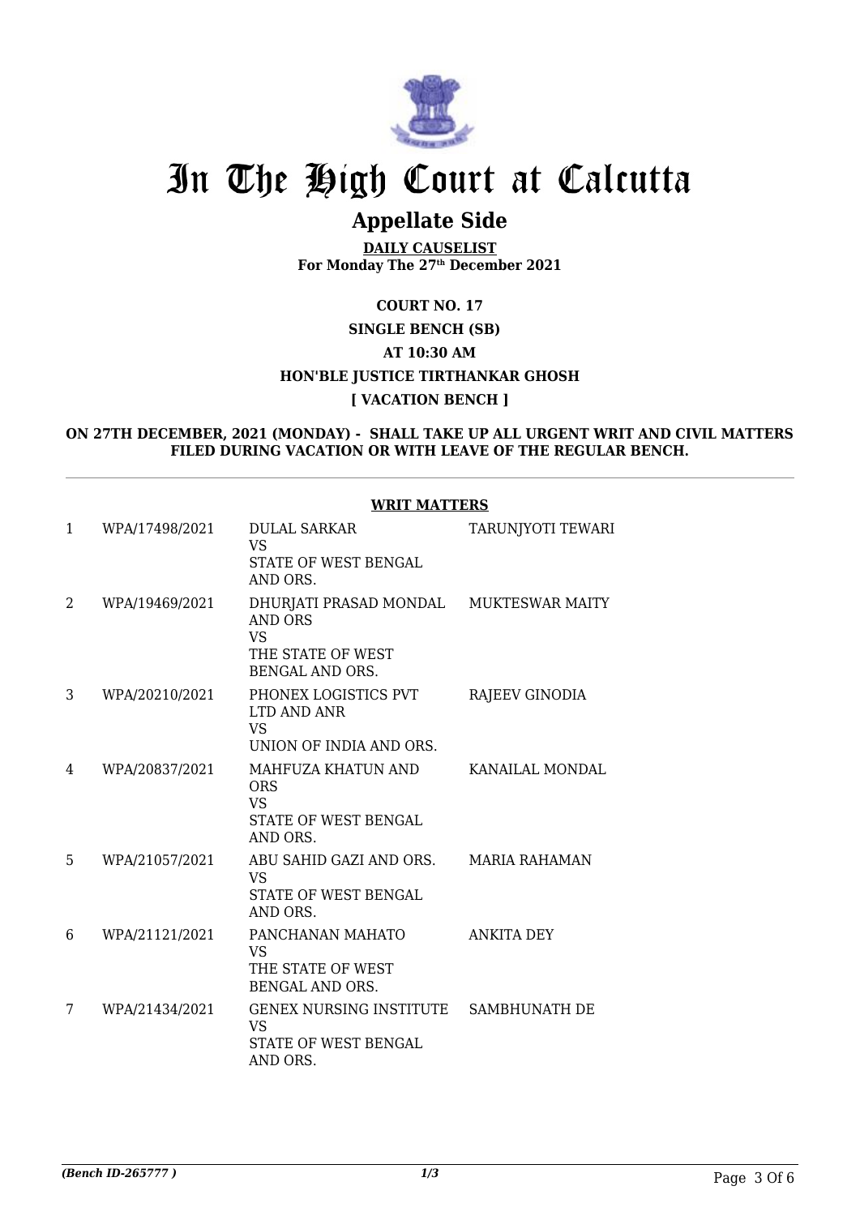# In The High Court at Calcutta

## Appellate Side

**DAILY CAUSELIST**
**For Monday The 27th December 2021**

**COURT NO. 17**
**SINGLE BENCH (SB)**
**AT 10:30 AM**
**HON'BLE JUSTICE TIRTHANKAR GHOSH**
**[ VACATION BENCH ]**

**ON 27TH DECEMBER, 2021 (MONDAY) - SHALL TAKE UP ALL URGENT WRIT AND CIVIL MATTERS FILED DURING VACATION OR WITH LEAVE OF THE REGULAR BENCH.**

**WRIT MATTERS**

| | | | |
|---|---|---|---|
| 1 | WPA/17498/2021 | DULAL SARKAR VS STATE OF WEST BENGAL AND ORS. | TARUNJYOTI TEWARI |
| 2 | WPA/19469/2021 | DHURJATI PRASAD MONDAL AND ORS VS THE STATE OF WEST BENGAL AND ORS. | MUKTESWAR MAITY |
| 3 | WPA/20210/2021 | PHONEX LOGISTICS PVT LTD AND ANR VS UNION OF INDIA AND ORS. | RAJEEV GINODIA |
| 4 | WPA/20837/2021 | MAHFUZA KHATUN AND ORS VS STATE OF WEST BENGAL AND ORS. | KANAILAL MONDAL |
| 5 | WPA/21057/2021 | ABU SAHID GAZI AND ORS. VS STATE OF WEST BENGAL AND ORS. | MARIA RAHAMAN |
| 6 | WPA/21121/2021 | PANCHANAN MAHATO VS THE STATE OF WEST BENGAL AND ORS. | ANKITA DEY |
| 7 | WPA/21434/2021 | GENEX NURSING INSTITUTE VS STATE OF WEST BENGAL AND ORS. | SAMBHUNATH DE |

*(Bench ID-265777 )*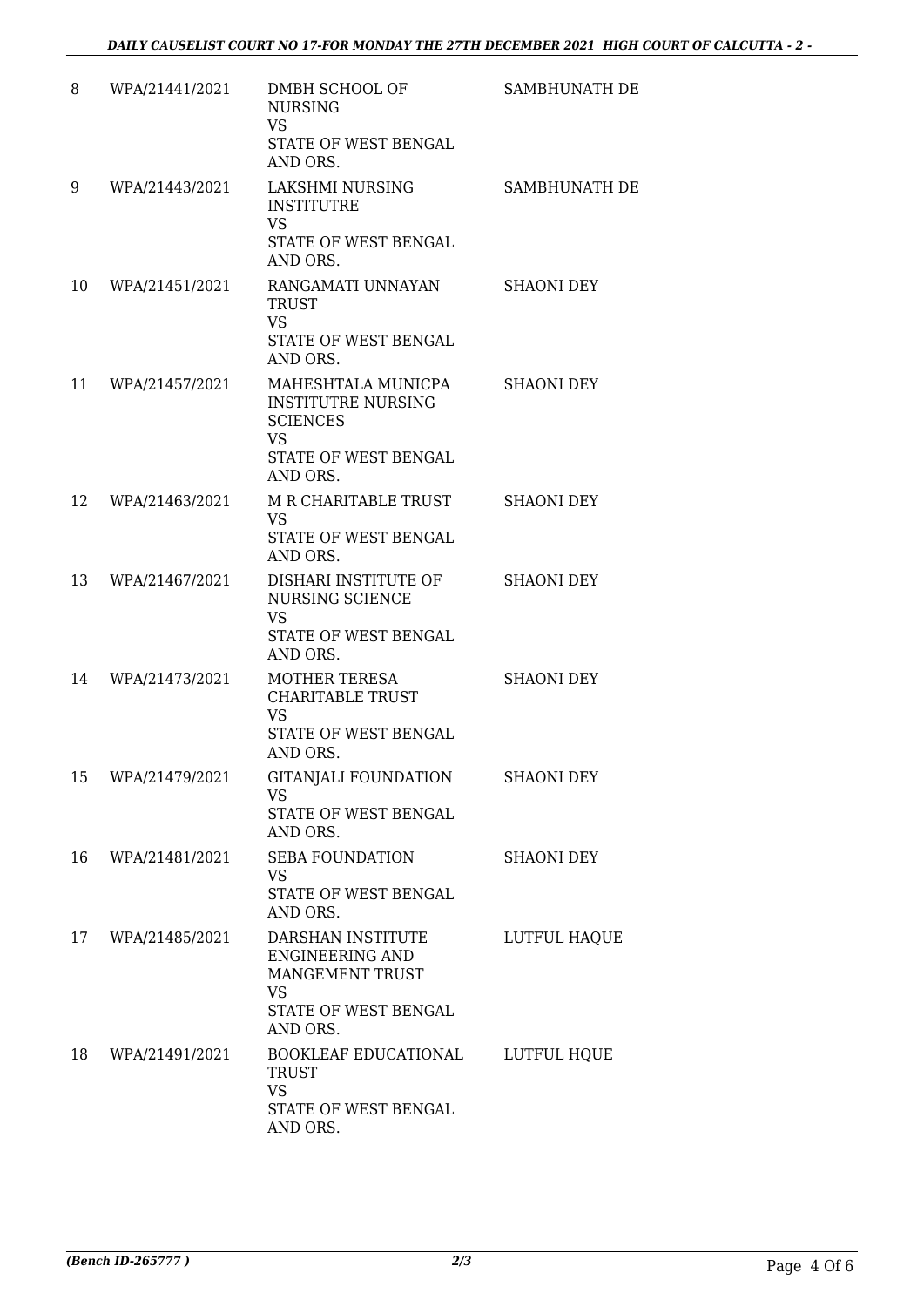| 8 | WPA/21441/2021 | DMBH SCHOOL OF NURSING<br>VS<br>STATE OF WEST BENGAL AND ORS. | SAMBHUNATH DE |
|---|---|---|---|
| 9 | WPA/21443/2021 | LAKSHMI NURSING INSTITUTRE<br>VS<br>STATE OF WEST BENGAL AND ORS. | SAMBHUNATH DE |
| 10 | WPA/21451/2021 | RANGAMATI UNNAYAN TRUST<br>VS<br>STATE OF WEST BENGAL AND ORS. | SHAONI DEY |
| 11 | WPA/21457/2021 | MAHESHTALA MUNICPA INSTITUTRE NURSING SCIENCES<br>VS<br>STATE OF WEST BENGAL AND ORS. | SHAONI DEY |
| 12 | WPA/21463/2021 | M R CHARITABLE TRUST<br>VS<br>STATE OF WEST BENGAL AND ORS. | SHAONI DEY |
| 13 | WPA/21467/2021 | DISHARI INSTITUTE OF NURSING SCIENCE<br>VS<br>STATE OF WEST BENGAL AND ORS. | SHAONI DEY |
| 14 | WPA/21473/2021 | MOTHER TERESA CHARITABLE TRUST<br>VS<br>STATE OF WEST BENGAL AND ORS. | SHAONI DEY |
| 15 | WPA/21479/2021 | GITANJALI FOUNDATION<br>VS<br>STATE OF WEST BENGAL AND ORS. | SHAONI DEY |
| 16 | WPA/21481/2021 | SEBA FOUNDATION<br>VS<br>STATE OF WEST BENGAL AND ORS. | SHAONI DEY |
| 17 | WPA/21485/2021 | DARSHAN INSTITUTE ENGINEERING AND MANGEMENT TRUST<br>VS<br>STATE OF WEST BENGAL AND ORS. | LUTFUL HAQUE |
| 18 | WPA/21491/2021 | BOOKLEAF EDUCATIONAL TRUST<br>VS<br>STATE OF WEST BENGAL AND ORS. | LUTFUL HQUE |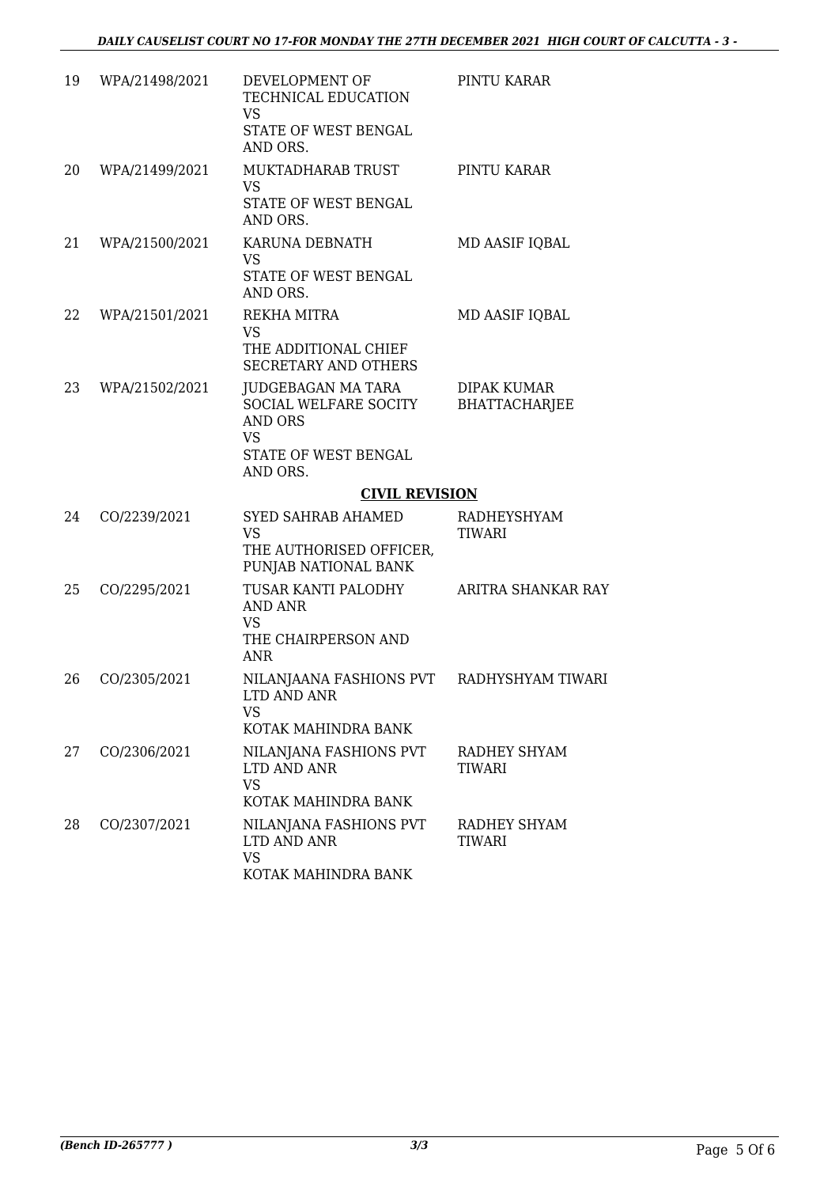| | | | |
|---|---|---|---|
| 19 | WPA/21498/2021 | DEVELOPMENT OF TECHNICAL EDUCATION<br>VS<br>STATE OF WEST BENGAL AND ORS. | PINTU KARAR |
| 20 | WPA/21499/2021 | MUKTADHARAB TRUST<br>VS<br>STATE OF WEST BENGAL AND ORS. | PINTU KARAR |
| 21 | WPA/21500/2021 | KARUNA DEBNATH<br>VS<br>STATE OF WEST BENGAL AND ORS. | MD AASIF IQBAL |
| 22 | WPA/21501/2021 | REKHA MITRA<br>VS<br>THE ADDITIONAL CHIEF SECRETARY AND OTHERS | MD AASIF IQBAL |
| 23 | WPA/21502/2021 | JUDGEBAGAN MA TARA SOCIAL WELFARE SOCITY AND ORS<br>VS<br>STATE OF WEST BENGAL AND ORS. | DIPAK KUMAR BHATTACHARJEE |

**CIVIL REVISION**

| | | | |
|---|---|---|---|
| 24 | CO/2239/2021 | SYED SAHRAB AHAMED<br>VS<br>THE AUTHORISED OFFICER, PUNJAB NATIONAL BANK | RADHEYSHYAM TIWARI |
| 25 | CO/2295/2021 | TUSAR KANTI PALODHY AND ANR<br>VS<br>THE CHAIRPERSON AND ANR | ARITRA SHANKAR RAY |
| 26 | CO/2305/2021 | NILANJAANA FASHIONS PVT LTD AND ANR<br>VS<br>KOTAK MAHINDRA BANK | RADHYSHYAM TIWARI |
| 27 | CO/2306/2021 | NILANJANA FASHIONS PVT LTD AND ANR<br>VS<br>KOTAK MAHINDRA BANK | RADHEY SHYAM TIWARI |
| 28 | CO/2307/2021 | NILANJANA FASHIONS PVT LTD AND ANR<br>VS<br>KOTAK MAHINDRA BANK | RADHEY SHYAM TIWARI |

*(Bench ID-265777 )* 3/3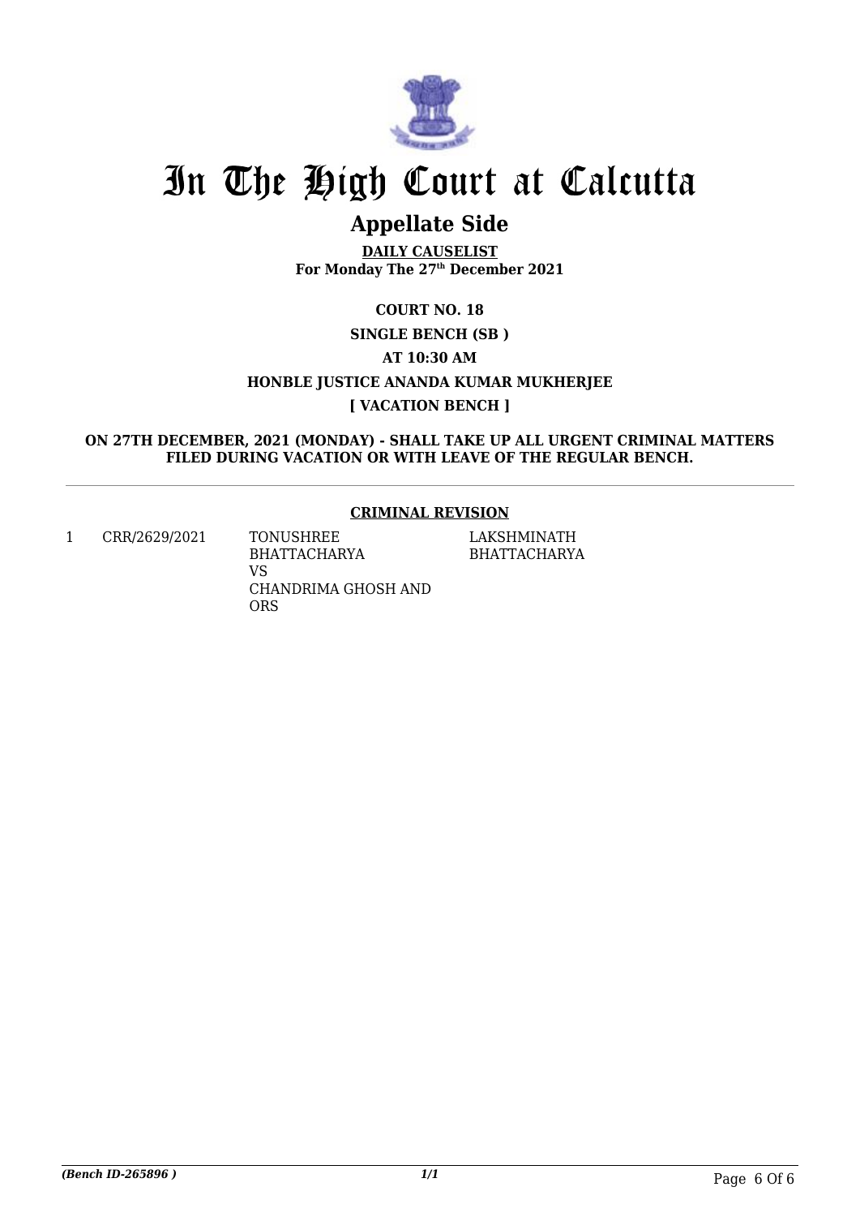# In The High Court at Calcutta

## Appellate Side

**DAILY CAUSELIST**
**For Monday The 27th December 2021**

**COURT NO. 18**

**SINGLE BENCH (SB )**

**AT 10:30 AM**

**HONBLE JUSTICE ANANDA KUMAR MUKHERJEE**

**[ VACATION BENCH ]**

**ON 27TH DECEMBER, 2021 (MONDAY) - SHALL TAKE UP ALL URGENT CRIMINAL MATTERS FILED DURING VACATION OR WITH LEAVE OF THE REGULAR BENCH.**

### CRIMINAL REVISION

| | | | |
|---|---|---|---|
| 1 | CRR/2629/2021 | TONUSHREE BHATTACHARYA VS CHANDRIMA GHOSH AND ORS | LAKSHMINATH BHATTACHARYA |

*(Bench ID-265896 )*